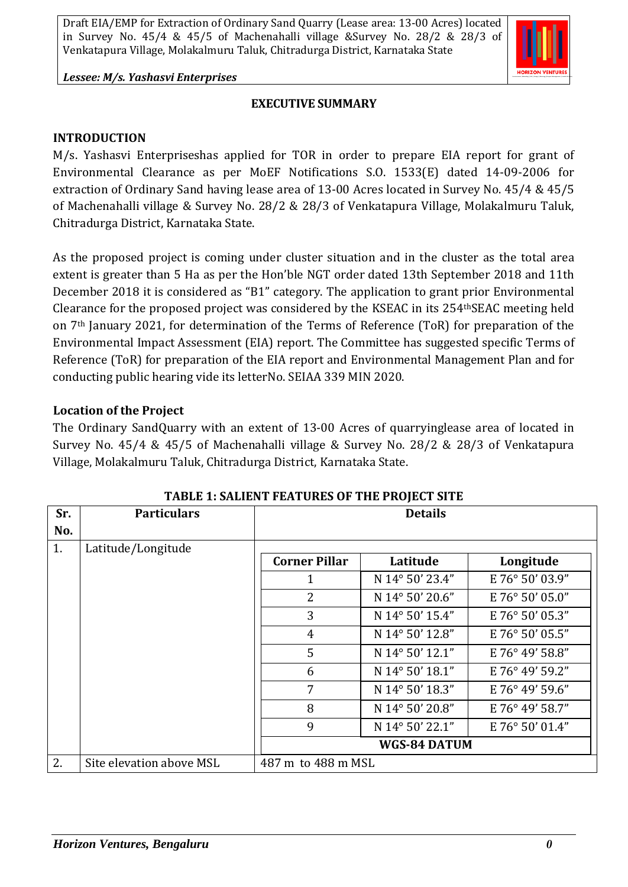## EXECUTIVE SUMMARY

### INTRODUCTION

M/s. Yashasvi Enterpriseshas applied for TOR in order to prepare EIA report for grant of Environmental Clearance as per MoEF Notifications S.O. 1533(E) dated 14-09-2006 for extraction of Ordinary Sand having lease area of 13-00 Acres located in Survey No. 45/4 & 45/5 of Machenahalli village & Survey No. 28/2 & 28/3 of Venkatapura Village, Molakalmuru Taluk, Chitradurga District, Karnataka State.

As the proposed project is coming under cluster situation and in the cluster as the total area extent is greater than 5 Ha as per the Hon'ble NGT order dated 13th September 2018 and 11th December 2018 it is considered as "B1" category. The application to grant prior Environmental Clearance for the proposed project was considered by the KSEAC in its 254thSEAC meeting held on 7th January 2021, for determination of the Terms of Reference (ToR) for preparation of the Environmental Impact Assessment (EIA) report. The Committee has suggested specific Terms of Reference (ToR) for preparation of the EIA report and Environmental Management Plan and for conducting public hearing vide its letterNo. SEIAA 339 MIN 2020.

### Location of the Project

The Ordinary SandQuarry with an extent of 13-00 Acres of quarryinglease area of located in Survey No. 45/4 & 45/5 of Machenahalli village & Survey No. 28/2 & 28/3 of Venkatapura Village, Molakalmuru Taluk, Chitradurga District, Karnataka State.

**TABLE 1: SALIENT FEATURES OF THE PROJECT SITE**

| Sr. No. | Particulars | Details | | |
|---|---|---|---|---|
| 1. | Latitude/Longitude | **Corner Pillar** | **Latitude** | **Longitude** |
| | | 1 | N 14° 50' 23.4" | E 76° 50' 03.9" |
| | | 2 | N 14° 50' 20.6" | E 76° 50' 05.0" |
| | | 3 | N 14° 50' 15.4" | E 76° 50' 05.3" |
| | | 4 | N 14° 50' 12.8" | E 76° 50' 05.5" |
| | | 5 | N 14° 50' 12.1" | E 76° 49' 58.8" |
| | | 6 | N 14° 50' 18.1" | E 76° 49' 59.2" |
| | | 7 | N 14° 50' 18.3" | E 76° 49' 59.6" |
| | | 8 | N 14° 50' 20.8" | E 76° 49' 58.7" |
| | | 9 | N 14° 50' 22.1" | E 76° 50' 01.4" |
| | | **WGS-84 DATUM** | | |
| 2. | Site elevation above MSL | 487 m to 488 m MSL | | |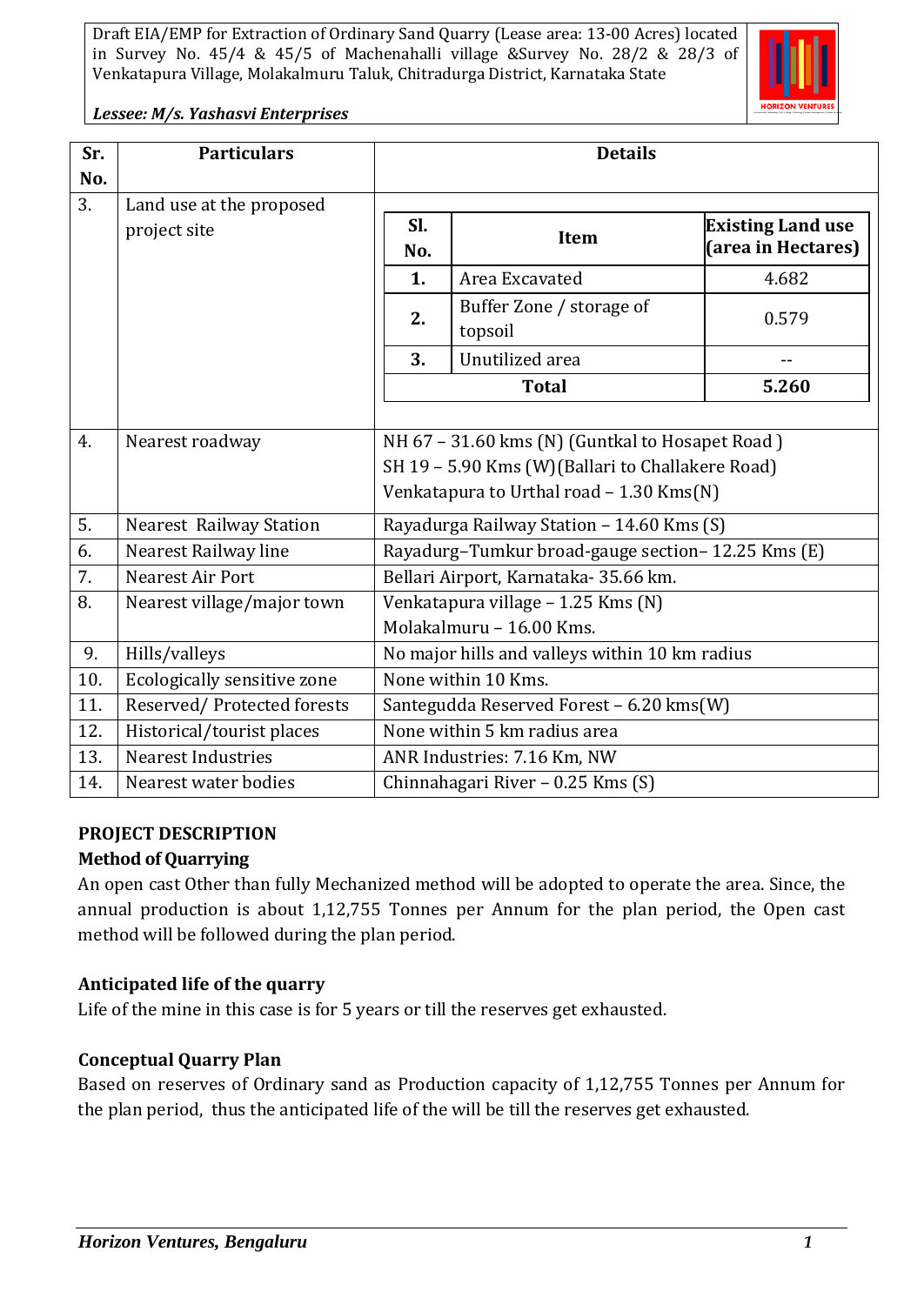| Sr. No. | Particulars | Details |
|---|---|---|
| 3. | Land use at the proposed project site | <table><tr><th>Sl. No.</th><th>Item</th><th>Existing Land use (area in Hectares)</th></tr><tr><td>1.</td><td>Area Excavated</td><td>4.682</td></tr><tr><td>2.</td><td>Buffer Zone / storage of topsoil</td><td>0.579</td></tr><tr><td>3.</td><td>Unutilized area</td><td>--</td></tr><tr><td colspan="2">Total</td><td>5.260</td></tr></table> |
| 4. | Nearest roadway | NH 67 – 31.60 kms (N) (Guntkal to Hosapet Road ) <br> SH 19 – 5.90 Kms (W)(Ballari to Challakere Road) <br> Venkatapura to Urthal road – 1.30 Kms(N) |
| 5. | Nearest Railway Station | Rayadurga Railway Station – 14.60 Kms (S) |
| 6. | Nearest Railway line | Rayadurg–Tumkur broad-gauge section– 12.25 Kms (E) |
| 7. | Nearest Air Port | Bellari Airport, Karnataka- 35.66 km. |
| 8. | Nearest village/major town | Venkatapura village – 1.25 Kms (N) <br> Molakalmuru – 16.00 Kms. |
| 9. | Hills/valleys | No major hills and valleys within 10 km radius |
| 10. | Ecologically sensitive zone | None within 10 Kms. |
| 11. | Reserved/ Protected forests | Santegudda Reserved Forest – 6.20 kms(W) |
| 12. | Historical/tourist places | None within 5 km radius area |
| 13. | Nearest Industries | ANR Industries: 7.16 Km, NW |
| 14. | Nearest water bodies | Chinnahagari River – 0.25 Kms (S) |

## PROJECT DESCRIPTION

### Method of Quarrying

An open cast Other than fully Mechanized method will be adopted to operate the area. Since, the annual production is about 1,12,755 Tonnes per Annum for the plan period, the Open cast method will be followed during the plan period.

### Anticipated life of the quarry

Life of the mine in this case is for 5 years or till the reserves get exhausted.

### Conceptual Quarry Plan

Based on reserves of Ordinary sand as Production capacity of 1,12,755 Tonnes per Annum for the plan period, thus the anticipated life of the will be till the reserves get exhausted.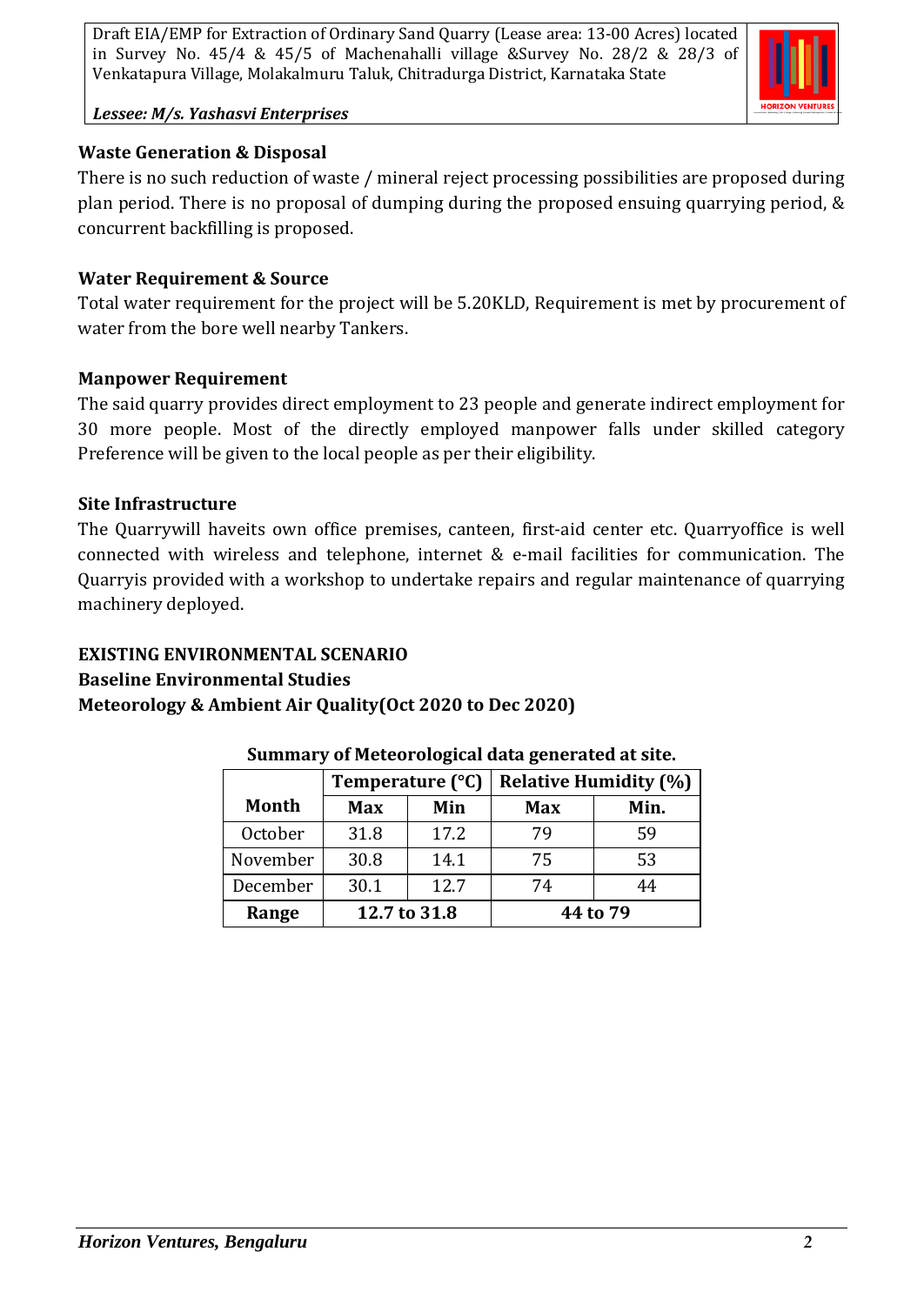**Waste Generation & Disposal**

There is no such reduction of waste / mineral reject processing possibilities are proposed during plan period. There is no proposal of dumping during the proposed ensuing quarrying period, & concurrent backfilling is proposed.

**Water Requirement & Source**

Total water requirement for the project will be 5.20KLD, Requirement is met by procurement of water from the bore well nearby Tankers.

**Manpower Requirement**

The said quarry provides direct employment to 23 people and generate indirect employment for 30 more people. Most of the directly employed manpower falls under skilled category Preference will be given to the local people as per their eligibility.

**Site Infrastructure**

The Quarrywill haveits own office premises, canteen, first-aid center etc. Quarryoffice is well connected with wireless and telephone, internet & e-mail facilities for communication. The Quarryis provided with a workshop to undertake repairs and regular maintenance of quarrying machinery deployed.

**EXISTING ENVIRONMENTAL SCENARIO**

**Baseline Environmental Studies**

**Meteorology & Ambient Air Quality(Oct 2020 to Dec 2020)**

**Summary of Meteorological data generated at site.**

| Month | Temperature (°C) | | Relative Humidity (%) | |
|---|---|---|---|---|
| | **Max** | **Min** | **Max** | **Min.** |
| October | 31.8 | 17.2 | 79 | 59 |
| November | 30.8 | 14.1 | 75 | 53 |
| December | 30.1 | 12.7 | 74 | 44 |
| **Range** | **12.7 to 31.8** | | **44 to 79** | |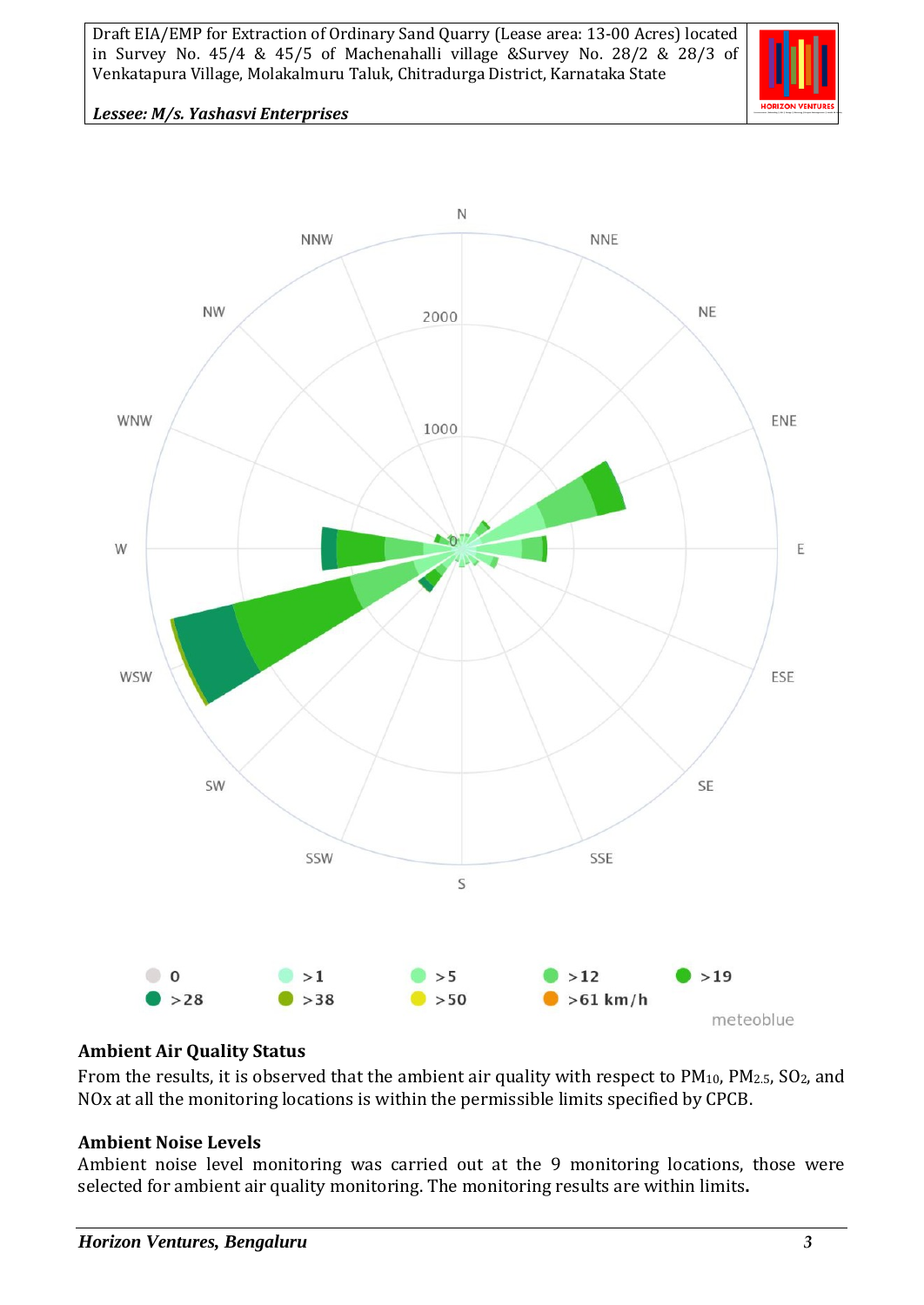N

NNW NNE

NW NE

2000

WNW ENE

1000

W 0 E

WSW ESE

SW SE

SSW SSE

S

0 >1 >5 >12 >19

>28 >38 >50 >61 km/h

meteoblue

**Ambient Air Quality Status**

From the results, it is observed that the ambient air quality with respect to $PM_{10}$, $PM_{2.5}$, $SO_2$, and NOx at all the monitoring locations is within the permissible limits specified by CPCB.

**Ambient Noise Levels**

Ambient noise level monitoring was carried out at the 9 monitoring locations, those were selected for ambient air quality monitoring. The monitoring results are within limits.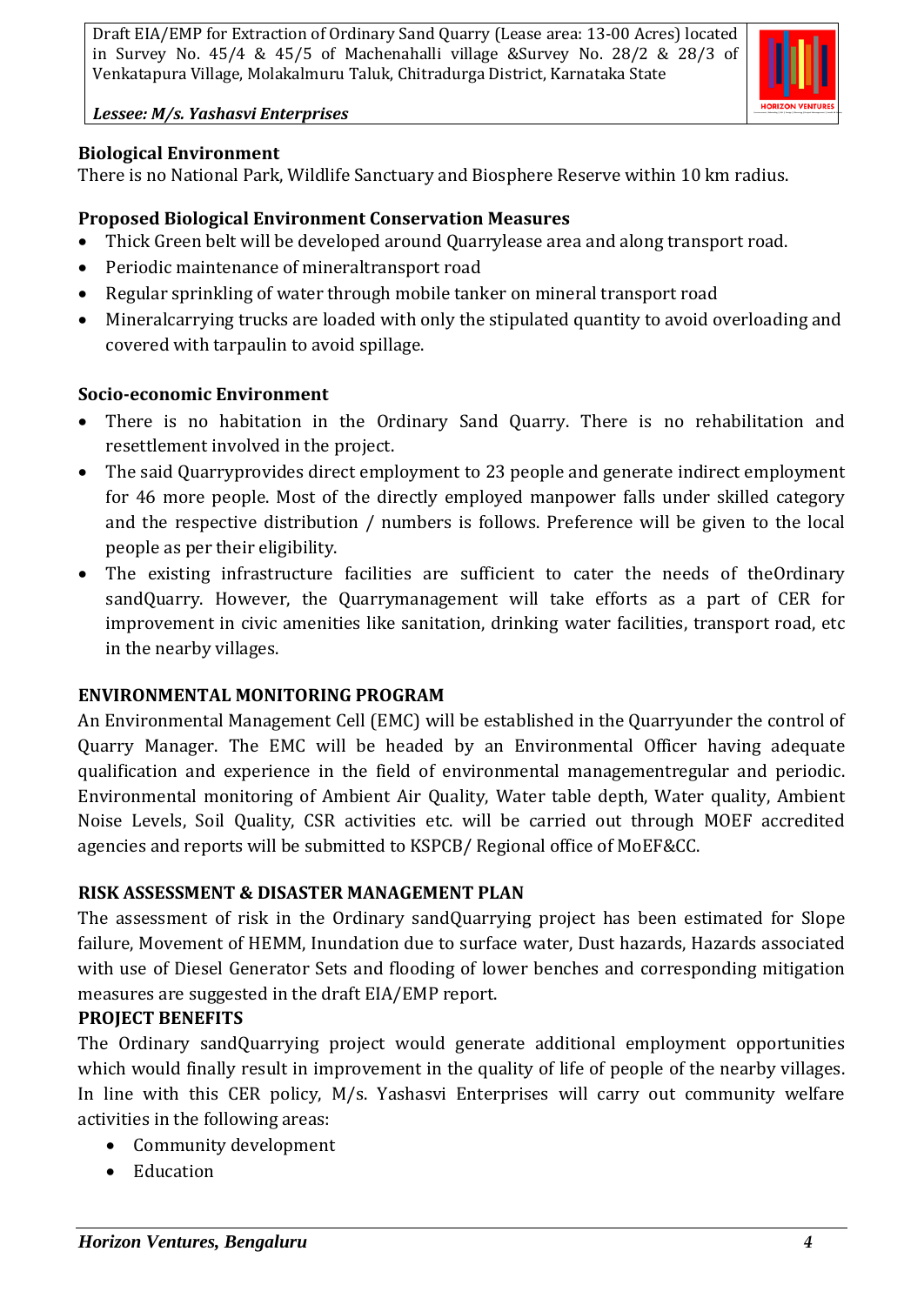**Biological Environment**

There is no National Park, Wildlife Sanctuary and Biosphere Reserve within 10 km radius.

**Proposed Biological Environment Conservation Measures**

- Thick Green belt will be developed around Quarrylease area and along transport road.
- Periodic maintenance of mineraltransport road
- Regular sprinkling of water through mobile tanker on mineral transport road
- Mineralcarrying trucks are loaded with only the stipulated quantity to avoid overloading and covered with tarpaulin to avoid spillage.

**Socio-economic Environment**

- There is no habitation in the Ordinary Sand Quarry. There is no rehabilitation and resettlement involved in the project.
- The said Quarryprovides direct employment to 23 people and generate indirect employment for 46 more people. Most of the directly employed manpower falls under skilled category and the respective distribution / numbers is follows. Preference will be given to the local people as per their eligibility.
- The existing infrastructure facilities are sufficient to cater the needs of theOrdinary sandQuarry. However, the Quarrymanagement will take efforts as a part of CER for improvement in civic amenities like sanitation, drinking water facilities, transport road, etc in the nearby villages.

**ENVIRONMENTAL MONITORING PROGRAM**

An Environmental Management Cell (EMC) will be established in the Quarryunder the control of Quarry Manager. The EMC will be headed by an Environmental Officer having adequate qualification and experience in the field of environmental managementregular and periodic. Environmental monitoring of Ambient Air Quality, Water table depth, Water quality, Ambient Noise Levels, Soil Quality, CSR activities etc. will be carried out through MOEF accredited agencies and reports will be submitted to KSPCB/ Regional office of MoEF&CC.

**RISK ASSESSMENT & DISASTER MANAGEMENT PLAN**

The assessment of risk in the Ordinary sandQuarrying project has been estimated for Slope failure, Movement of HEMM, Inundation due to surface water, Dust hazards, Hazards associated with use of Diesel Generator Sets and flooding of lower benches and corresponding mitigation measures are suggested in the draft EIA/EMP report.

**PROJECT BENEFITS**

The Ordinary sandQuarrying project would generate additional employment opportunities which would finally result in improvement in the quality of life of people of the nearby villages. In line with this CER policy, M/s. Yashasvi Enterprises will carry out community welfare activities in the following areas:

- Community development
- Education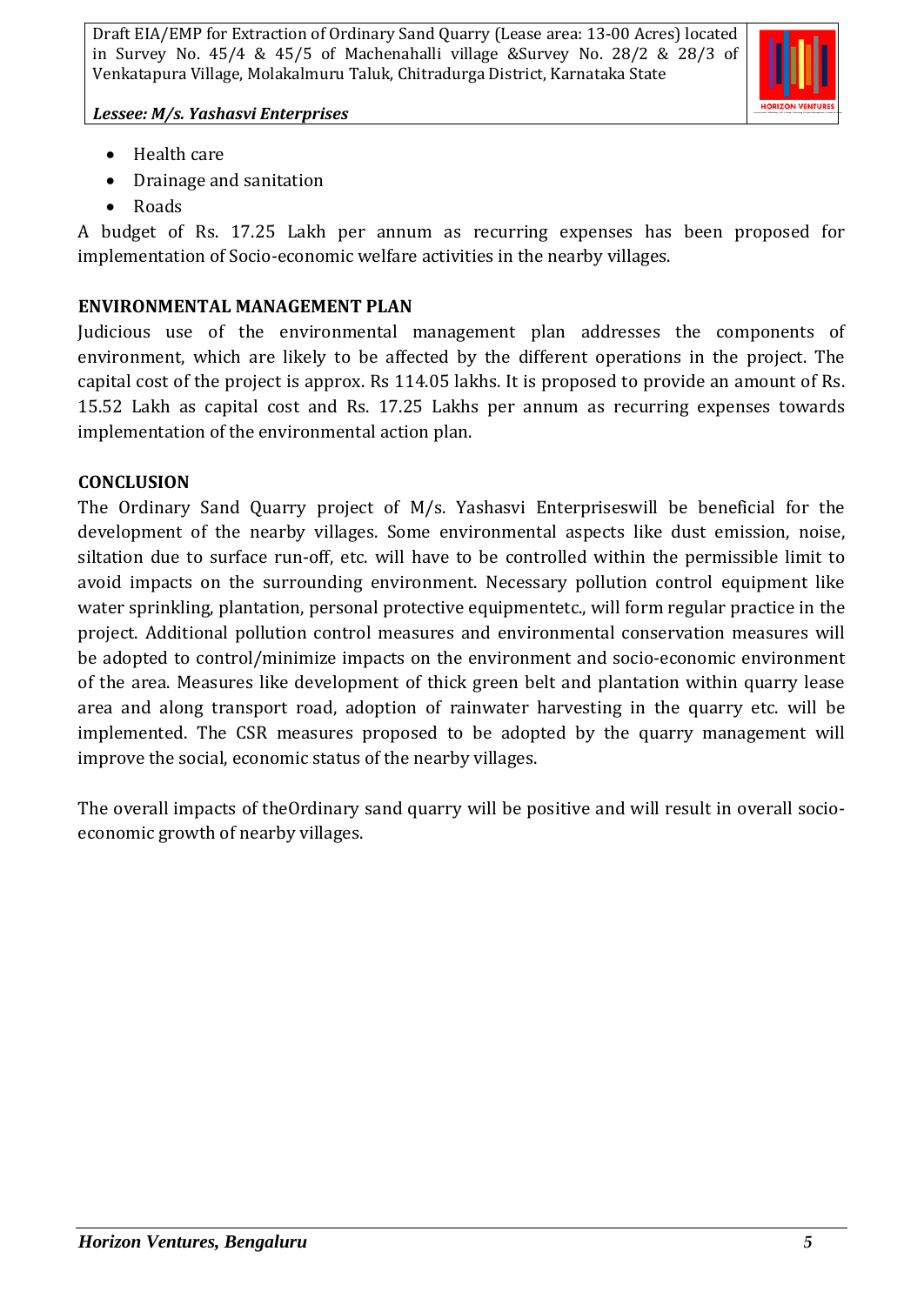- Health care
- Drainage and sanitation
- Roads

A budget of Rs. 17.25 Lakh per annum as recurring expenses has been proposed for implementation of Socio-economic welfare activities in the nearby villages.

**ENVIRONMENTAL MANAGEMENT PLAN**

Judicious use of the environmental management plan addresses the components of environment, which are likely to be affected by the different operations in the project. The capital cost of the project is approx. Rs 114.05 lakhs. It is proposed to provide an amount of Rs. 15.52 Lakh as capital cost and Rs. 17.25 Lakhs per annum as recurring expenses towards implementation of the environmental action plan.

**CONCLUSION**

The Ordinary Sand Quarry project of M/s. Yashasvi Enterpriseswill be beneficial for the development of the nearby villages. Some environmental aspects like dust emission, noise, siltation due to surface run-off, etc. will have to be controlled within the permissible limit to avoid impacts on the surrounding environment. Necessary pollution control equipment like water sprinkling, plantation, personal protective equipmentetc., will form regular practice in the project. Additional pollution control measures and environmental conservation measures will be adopted to control/minimize impacts on the environment and socio-economic environment of the area. Measures like development of thick green belt and plantation within quarry lease area and along transport road, adoption of rainwater harvesting in the quarry etc. will be implemented. The CSR measures proposed to be adopted by the quarry management will improve the social, economic status of the nearby villages.

The overall impacts of theOrdinary sand quarry will be positive and will result in overall socio-economic growth of nearby villages.